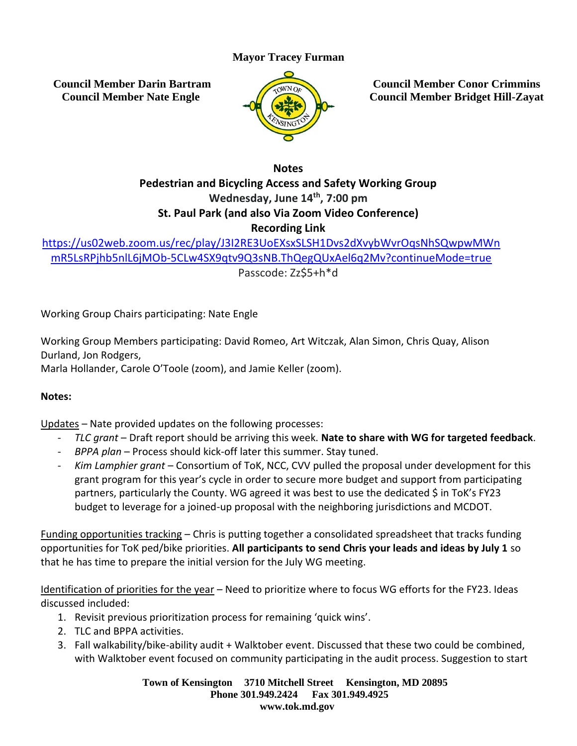**Mayor Tracey Furman**

**Council Member Darin Bartram**
**Council Member Nate Engle**

**Council Member Conor Crimmins**
**Council Member Bridget Hill-Zayat**

**Notes**
**Pedestrian and Bicycling Access and Safety Working Group**
**Wednesday, June 14th, 7:00 pm**
**St. Paul Park (and also Via Zoom Video Conference)**
**Recording Link**

https://us02web.zoom.us/rec/play/J3I2RE3UoEXsxSLSH1Dvs2dXvybWvrOqsNhSQwpwMWnmR5LsRPjhb5nlL6jMOb-5CLw4SX9qtv9Q3sNB.ThQegQUxAel6q2Mv?continueMode=true

Passcode: Zz$5+h*d

Working Group Chairs participating: Nate Engle

Working Group Members participating: David Romeo, Art Witczak, Alan Simon, Chris Quay, Alison Durland, Jon Rodgers,
Marla Hollander, Carole O'Toole (zoom), and Jamie Keller (zoom).

**Notes:**

Updates – Nate provided updates on the following processes:

- *TLC grant* – Draft report should be arriving this week. **Nate to share with WG for targeted feedback**.
- *BPPA plan* – Process should kick-off later this summer. Stay tuned.
- *Kim Lamphier grant* – Consortium of ToK, NCC, CVV pulled the proposal under development for this grant program for this year's cycle in order to secure more budget and support from participating partners, particularly the County. WG agreed it was best to use the dedicated $ in ToK's FY23 budget to leverage for a joined-up proposal with the neighboring jurisdictions and MCDOT.

Funding opportunities tracking – Chris is putting together a consolidated spreadsheet that tracks funding opportunities for ToK ped/bike priorities. **All participants to send Chris your leads and ideas by July 1** so that he has time to prepare the initial version for the July WG meeting.

Identification of priorities for the year – Need to prioritize where to focus WG efforts for the FY23. Ideas discussed included:

1. Revisit previous prioritization process for remaining 'quick wins'.
2. TLC and BPPA activities.
3. Fall walkability/bike-ability audit + Walktober event. Discussed that these two could be combined, with Walktober event focused on community participating in the audit process. Suggestion to start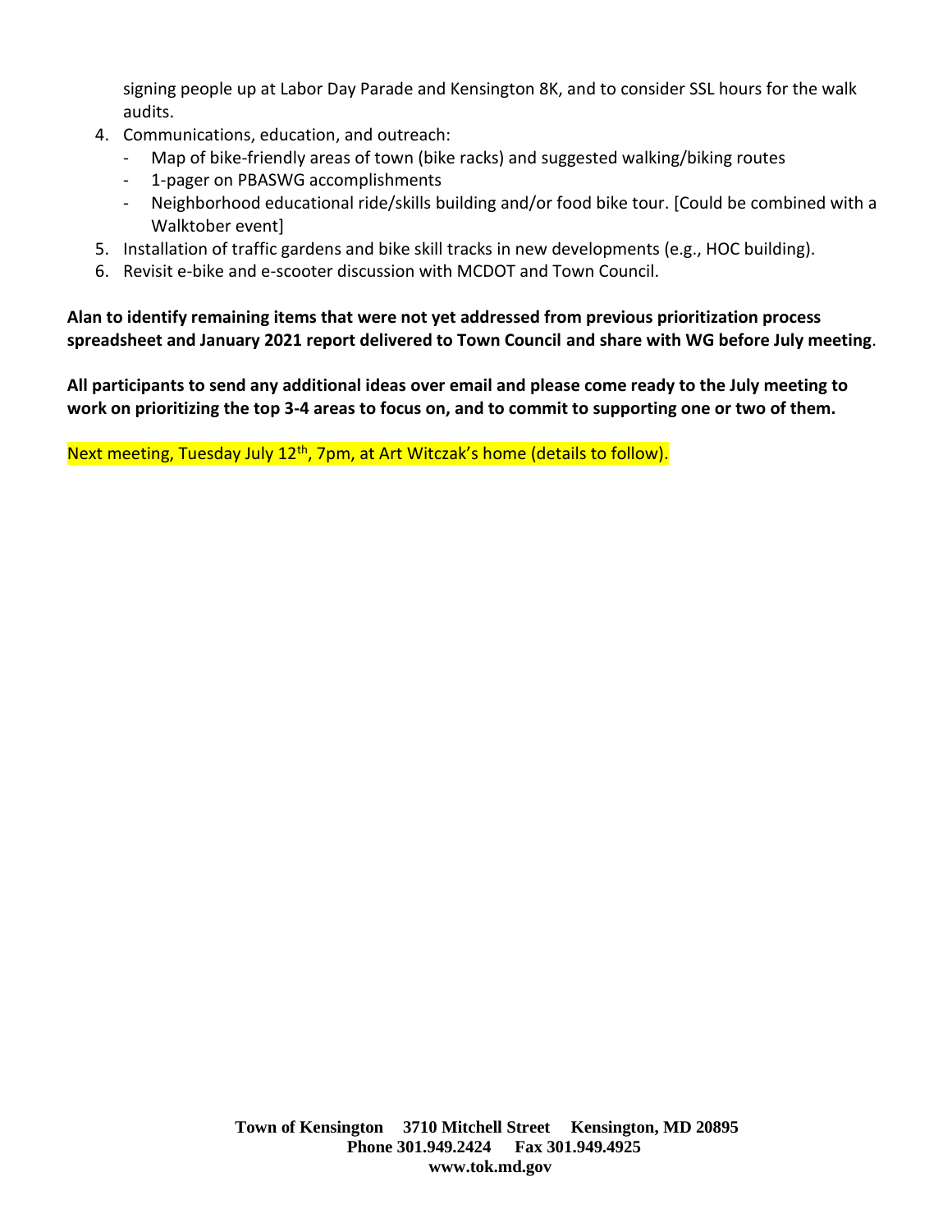signing people up at Labor Day Parade and Kensington 8K, and to consider SSL hours for the walk audits.

4. Communications, education, and outreach:
   - Map of bike-friendly areas of town (bike racks) and suggested walking/biking routes
   - 1-pager on PBASWG accomplishments
   - Neighborhood educational ride/skills building and/or food bike tour. [Could be combined with a Walktober event]
5. Installation of traffic gardens and bike skill tracks in new developments (e.g., HOC building).
6. Revisit e-bike and e-scooter discussion with MCDOT and Town Council.

**Alan to identify remaining items that were not yet addressed from previous prioritization process spreadsheet and January 2021 report delivered to Town Council and share with WG before July meeting**.

**All participants to send any additional ideas over email and please come ready to the July meeting to work on prioritizing the top 3-4 areas to focus on, and to commit to supporting one or two of them.**

Next meeting, Tuesday July 12th, 7pm, at Art Witczak's home (details to follow).

**Town of Kensington 3710 Mitchell Street Kensington, MD 20895**
**Phone 301.949.2424 Fax 301.949.4925**
**www.tok.md.gov**